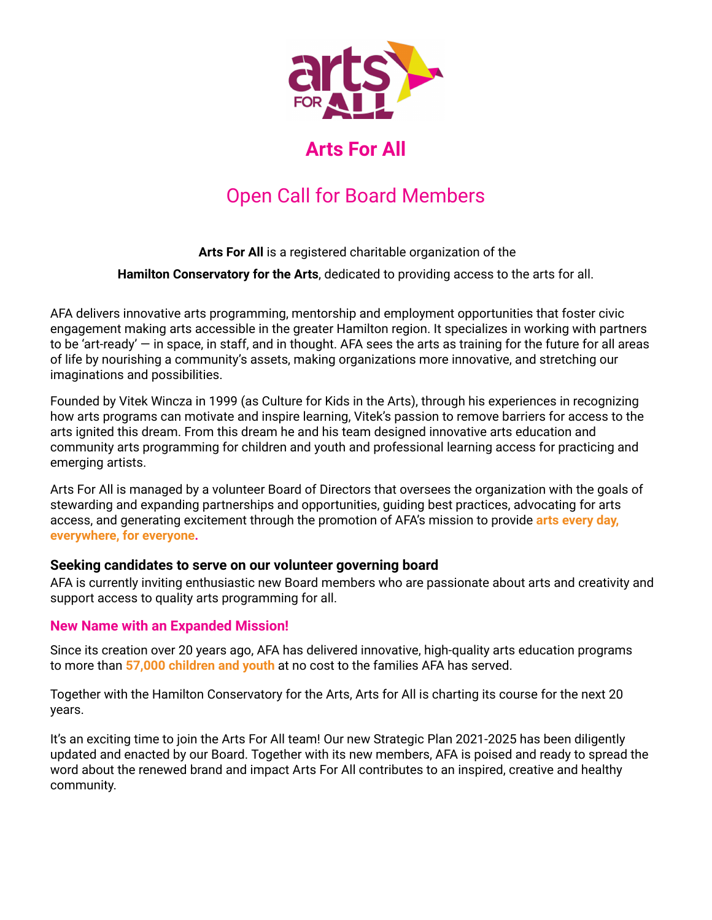# Arts For All

## Open Call for Board Members

**Arts For All** is a registered charitable organization of the

**Hamilton Conservatory for the Arts**, dedicated to providing access to the arts for all.

AFA delivers innovative arts programming, mentorship and employment opportunities that foster civic engagement making arts accessible in the greater Hamilton region. It specializes in working with partners to be 'art-ready' — in space, in staff, and in thought. AFA sees the arts as training for the future for all areas of life by nourishing a community's assets, making organizations more innovative, and stretching our imaginations and possibilities.

Founded by Vitek Wincza in 1999 (as Culture for Kids in the Arts), through his experiences in recognizing how arts programs can motivate and inspire learning, Vitek's passion to remove barriers for access to the arts ignited this dream. From this dream he and his team designed innovative arts education and community arts programming for children and youth and professional learning access for practicing and emerging artists.

Arts For All is managed by a volunteer Board of Directors that oversees the organization with the goals of stewarding and expanding partnerships and opportunities, guiding best practices, advocating for arts access, and generating excitement through the promotion of AFA's mission to provide **arts every day, everywhere, for everyone.**

### Seeking candidates to serve on our volunteer governing board

AFA is currently inviting enthusiastic new Board members who are passionate about arts and creativity and support access to quality arts programming for all.

### New Name with an Expanded Mission!

Since its creation over 20 years ago, AFA has delivered innovative, high-quality arts education programs to more than **57,000 children and youth** at no cost to the families AFA has served.

Together with the Hamilton Conservatory for the Arts, Arts for All is charting its course for the next 20 years.

It's an exciting time to join the Arts For All team! Our new Strategic Plan 2021-2025 has been diligently updated and enacted by our Board. Together with its new members, AFA is poised and ready to spread the word about the renewed brand and impact Arts For All contributes to an inspired, creative and healthy community.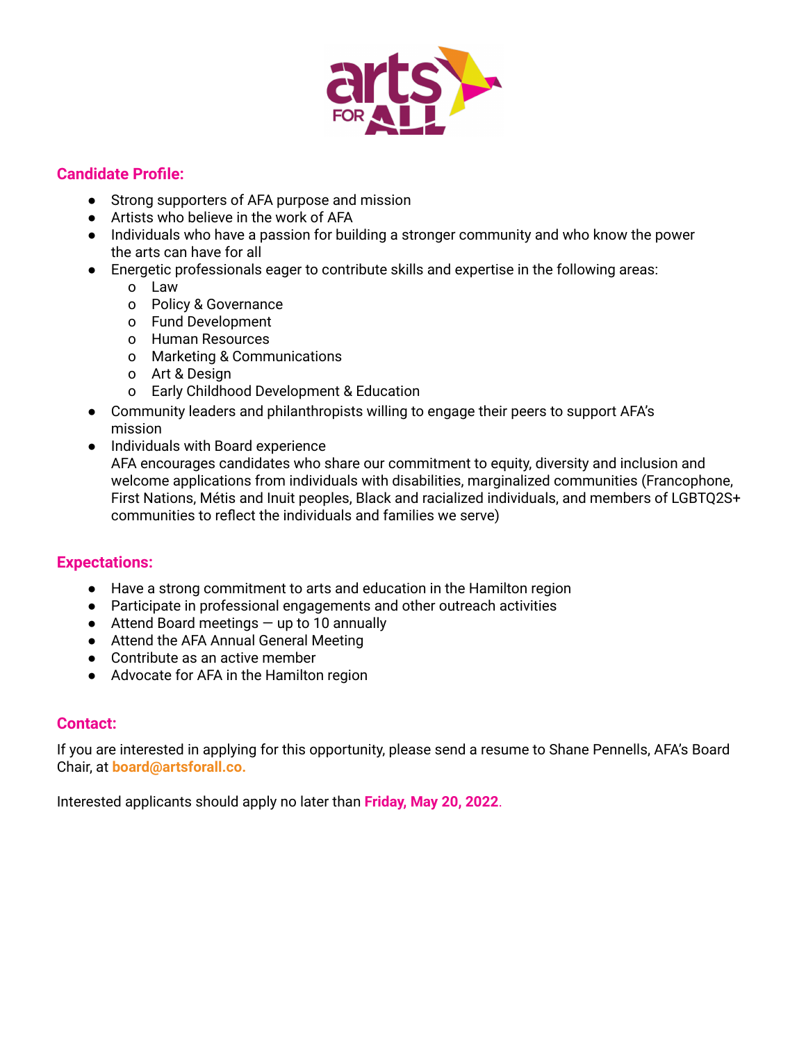## Candidate Profile:

- Strong supporters of AFA purpose and mission
- Artists who believe in the work of AFA
- Individuals who have a passion for building a stronger community and who know the power the arts can have for all
- Energetic professionals eager to contribute skills and expertise in the following areas:
  - Law
  - Policy & Governance
  - Fund Development
  - Human Resources
  - Marketing & Communications
  - Art & Design
  - Early Childhood Development & Education
- Community leaders and philanthropists willing to engage their peers to support AFA's mission
- Individuals with Board experience
  AFA encourages candidates who share our commitment to equity, diversity and inclusion and welcome applications from individuals with disabilities, marginalized communities (Francophone, First Nations, Métis and Inuit peoples, Black and racialized individuals, and members of LGBTQ2S+ communities to reflect the individuals and families we serve)

## Expectations:

- Have a strong commitment to arts and education in the Hamilton region
- Participate in professional engagements and other outreach activities
- Attend Board meetings — up to 10 annually
- Attend the AFA Annual General Meeting
- Contribute as an active member
- Advocate for AFA in the Hamilton region

## Contact:

If you are interested in applying for this opportunity, please send a resume to Shane Pennells, AFA's Board Chair, at **board@artsforall.co.**

Interested applicants should apply no later than **Friday, May 20, 2022**.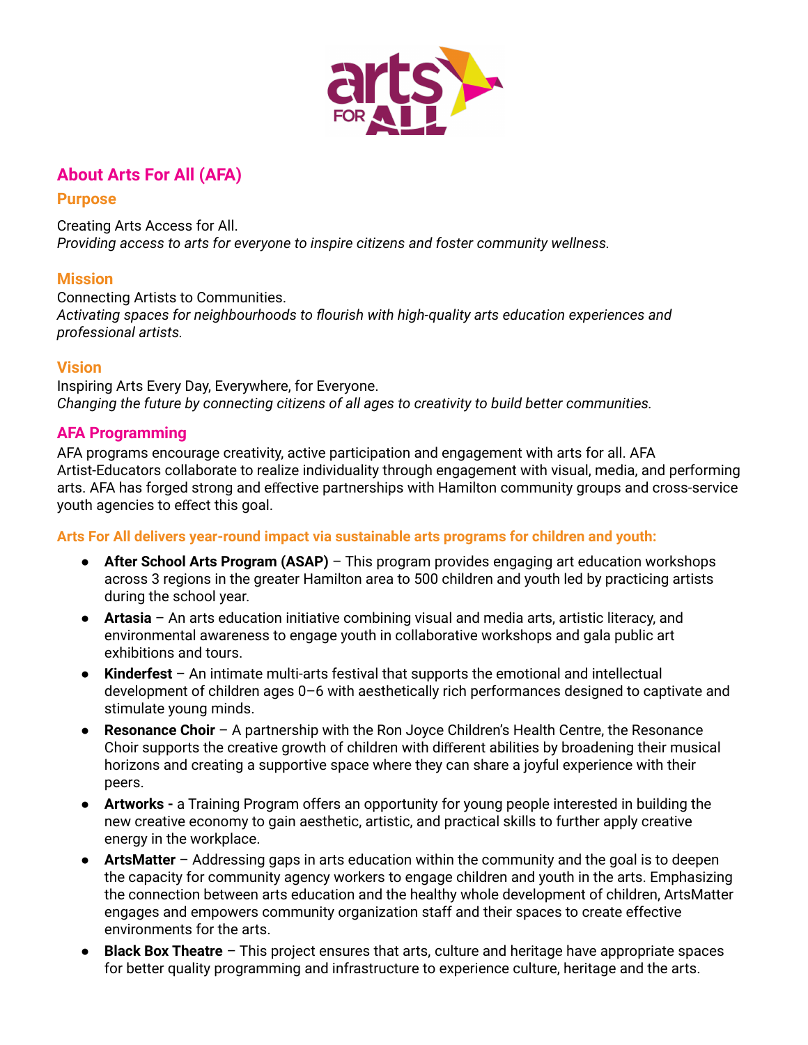## About Arts For All (AFA)

### Purpose

Creating Arts Access for All.
*Providing access to arts for everyone to inspire citizens and foster community wellness.*

### Mission

Connecting Artists to Communities.
*Activating spaces for neighbourhoods to flourish with high-quality arts education experiences and professional artists.*

### Vision

Inspiring Arts Every Day, Everywhere, for Everyone.
*Changing the future by connecting citizens of all ages to creativity to build better communities.*

## AFA Programming

AFA programs encourage creativity, active participation and engagement with arts for all. AFA Artist-Educators collaborate to realize individuality through engagement with visual, media, and performing arts. AFA has forged strong and effective partnerships with Hamilton community groups and cross-service youth agencies to effect this goal.

**Arts For All delivers year-round impact via sustainable arts programs for children and youth:**

- **After School Arts Program (ASAP)** – This program provides engaging art education workshops across 3 regions in the greater Hamilton area to 500 children and youth led by practicing artists during the school year.
- **Artasia** – An arts education initiative combining visual and media arts, artistic literacy, and environmental awareness to engage youth in collaborative workshops and gala public art exhibitions and tours.
- **Kinderfest** – An intimate multi-arts festival that supports the emotional and intellectual development of children ages 0–6 with aesthetically rich performances designed to captivate and stimulate young minds.
- **Resonance Choir** – A partnership with the Ron Joyce Children's Health Centre, the Resonance Choir supports the creative growth of children with different abilities by broadening their musical horizons and creating a supportive space where they can share a joyful experience with their peers.
- **Artworks -** a Training Program offers an opportunity for young people interested in building the new creative economy to gain aesthetic, artistic, and practical skills to further apply creative energy in the workplace.
- **ArtsMatter** – Addressing gaps in arts education within the community and the goal is to deepen the capacity for community agency workers to engage children and youth in the arts. Emphasizing the connection between arts education and the healthy whole development of children, ArtsMatter engages and empowers community organization staff and their spaces to create effective environments for the arts.
- **Black Box Theatre** – This project ensures that arts, culture and heritage have appropriate spaces for better quality programming and infrastructure to experience culture, heritage and the arts.